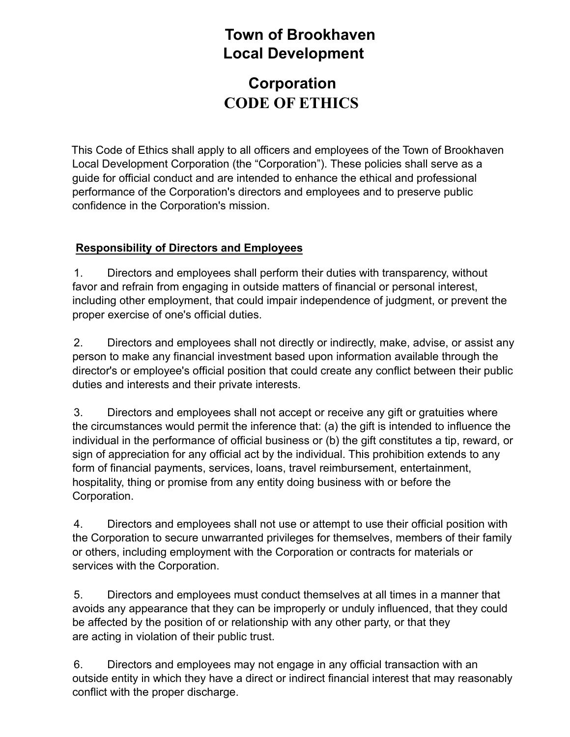# Town of Brookhaven Local Development Corporation

# CODE OF ETHICS

This Code of Ethics shall apply to all officers and employees of the Town of Brookhaven Local Development Corporation (the "Corporation"). These policies shall serve as a guide for official conduct and are intended to enhance the ethical and professional performance of the Corporation's directors and employees and to preserve public confidence in the Corporation's mission.

## Responsibility of Directors and Employees

1. Directors and employees shall perform their duties with transparency, without favor and refrain from engaging in outside matters of financial or personal interest, including other employment, that could impair independence of judgment, or prevent the proper exercise of one's official duties.

2. Directors and employees shall not directly or indirectly, make, advise, or assist any person to make any financial investment based upon information available through the director's or employee's official position that could create any conflict between their public duties and interests and their private interests.

3. Directors and employees shall not accept or receive any gift or gratuities where the circumstances would permit the inference that: (a) the gift is intended to influence the individual in the performance of official business or (b) the gift constitutes a tip, reward, or sign of appreciation for any official act by the individual. This prohibition extends to any form of financial payments, services, loans, travel reimbursement, entertainment, hospitality, thing or promise from any entity doing business with or before the Corporation.

4. Directors and employees shall not use or attempt to use their official position with the Corporation to secure unwarranted privileges for themselves, members of their family or others, including employment with the Corporation or contracts for materials or services with the Corporation.

5. Directors and employees must conduct themselves at all times in a manner that avoids any appearance that they can be improperly or unduly influenced, that they could be affected by the position of or relationship with any other party, or that they are acting in violation of their public trust.

6. Directors and employees may not engage in any official transaction with an outside entity in which they have a direct or indirect financial interest that may reasonably conflict with the proper discharge.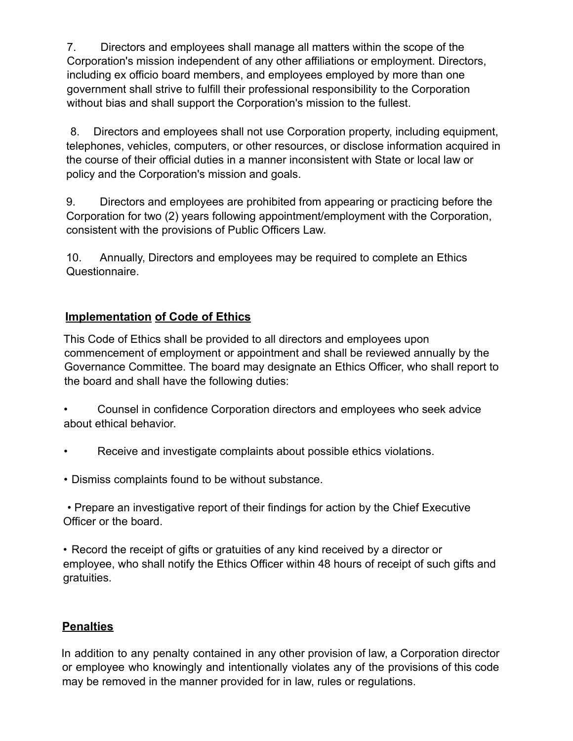7. Directors and employees shall manage all matters within the scope of the Corporation's mission independent of any other affiliations or employment. Directors, including ex officio board members, and employees employed by more than one government shall strive to fulfill their professional responsibility to the Corporation without bias and shall support the Corporation's mission to the fullest.

8. Directors and employees shall not use Corporation property, including equipment, telephones, vehicles, computers, or other resources, or disclose information acquired in the course of their official duties in a manner inconsistent with State or local law or policy and the Corporation's mission and goals.

9. Directors and employees are prohibited from appearing or practicing before the Corporation for two (2) years following appointment/employment with the Corporation, consistent with the provisions of Public Officers Law.

10. Annually, Directors and employees may be required to complete an Ethics Questionnaire.

## Implementation of Code of Ethics

This Code of Ethics shall be provided to all directors and employees upon commencement of employment or appointment and shall be reviewed annually by the Governance Committee. The board may designate an Ethics Officer, who shall report to the board and shall have the following duties:

- Counsel in confidence Corporation directors and employees who seek advice about ethical behavior.
- Receive and investigate complaints about possible ethics violations.
- Dismiss complaints found to be without substance.
- Prepare an investigative report of their findings for action by the Chief Executive Officer or the board.
- Record the receipt of gifts or gratuities of any kind received by a director or employee, who shall notify the Ethics Officer within 48 hours of receipt of such gifts and gratuities.

## Penalties

In addition to any penalty contained in any other provision of law, a Corporation director or employee who knowingly and intentionally violates any of the provisions of this code may be removed in the manner provided for in law, rules or regulations.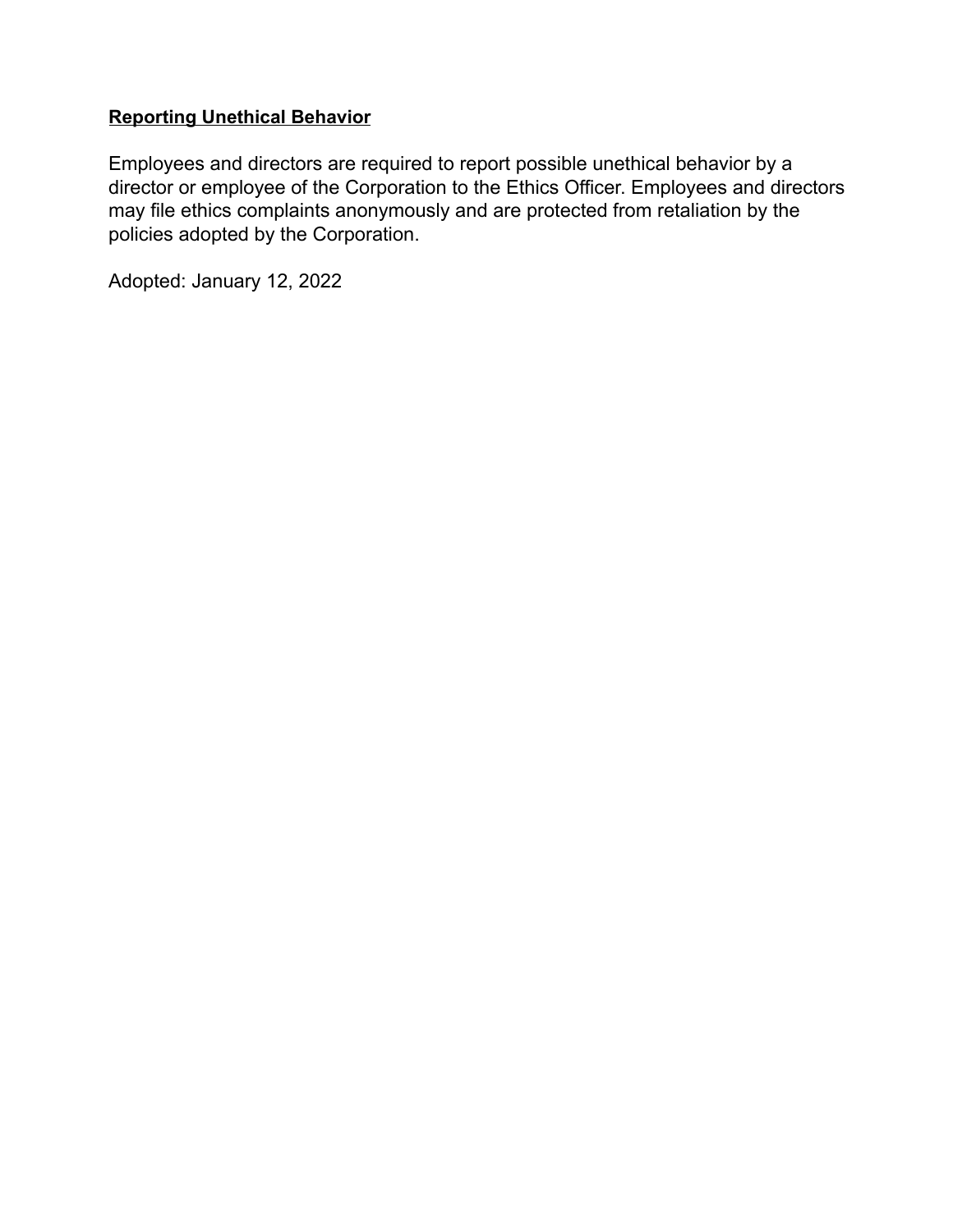**Reporting Unethical Behavior**

Employees and directors are required to report possible unethical behavior by a director or employee of the Corporation to the Ethics Officer. Employees and directors may file ethics complaints anonymously and are protected from retaliation by the policies adopted by the Corporation.

Adopted: January 12, 2022